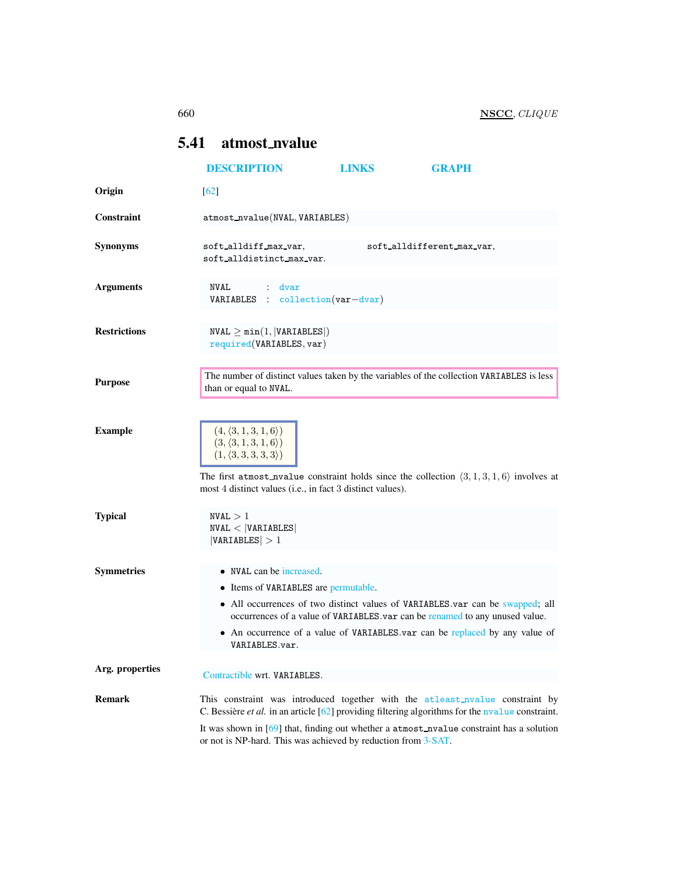## 5.41 atmost_nvalue

DESCRIPTION LINKS GRAPH

**Origin**

[62]

**Constraint**

atmost_nvalue(NVAL, VARIABLES)

**Synonyms**

soft_alldiff_max_var, soft_alldifferent_max_var, soft_alldistinct_max_var.

**Arguments**

NVAL : dvar
VARIABLES : collection(var−dvar)

**Restrictions**

NVAL $\geq$ min(1, |VARIABLES|)
required(VARIABLES, var)

**Purpose**

The number of distinct values taken by the variables of the collection VARIABLES is less than or equal to NVAL.

**Example**

$(4, \langle 3, 1, 3, 1, 6\rangle)$
$(3, \langle 3, 1, 3, 1, 6\rangle)$
$(1, \langle 3, 3, 3, 3, 3\rangle)$

The first atmost_nvalue constraint holds since the collection $\langle 3, 1, 3, 1, 6\rangle$ involves at most 4 distinct values (i.e., in fact 3 distinct values).

**Typical**

NVAL $> 1$
NVAL $<$ |VARIABLES|
|VARIABLES| $> 1$

**Symmetries**

- NVAL can be increased.
- Items of VARIABLES are permutable.
- All occurrences of two distinct values of VARIABLES.var can be swapped; all occurrences of a value of VARIABLES.var can be renamed to any unused value.
- An occurrence of a value of VARIABLES.var can be replaced by any value of VARIABLES.var.

**Arg. properties**

Contractible wrt. VARIABLES.

**Remark**

This constraint was introduced together with the atleast_nvalue constraint by C. Bessière *et al.* in an article [62] providing filtering algorithms for the nvalue constraint.

It was shown in [69] that, finding out whether a atmost_nvalue constraint has a solution or not is NP-hard. This was achieved by reduction from 3-SAT.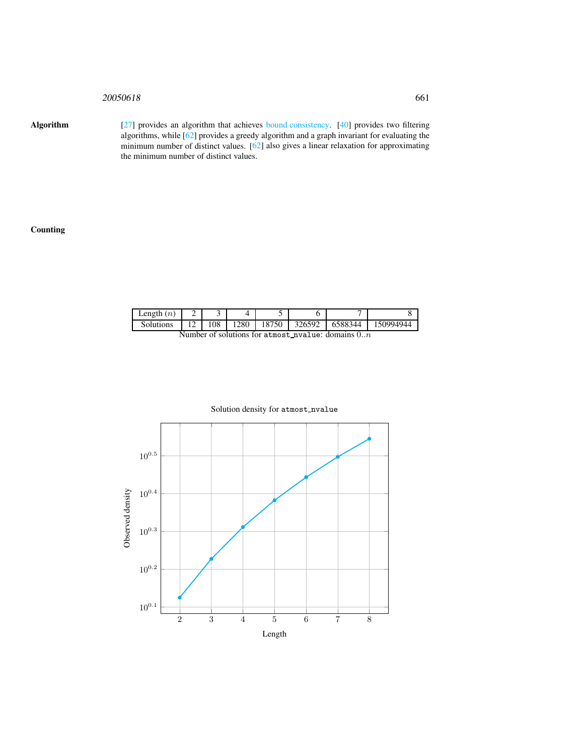**Algorithm** [27] provides an algorithm that achieves bound consistency. [40] provides two filtering algorithms, while [62] provides a greedy algorithm and a graph invariant for evaluating the minimum number of distinct values. [62] also gives a linear relaxation for approximating the minimum number of distinct values.

**Counting**

| Length ($n$) | 2 | 3 | 4 | 5 | 6 | 7 | 8 |
|---|---|---|---|---|---|---|---|
| Solutions | 12 | 108 | 1280 | 18750 | 326592 | 6588344 | 150994944 |

Number of solutions for `atmost_nvalue`: domains $0..n$

Solution density for `atmost_nvalue`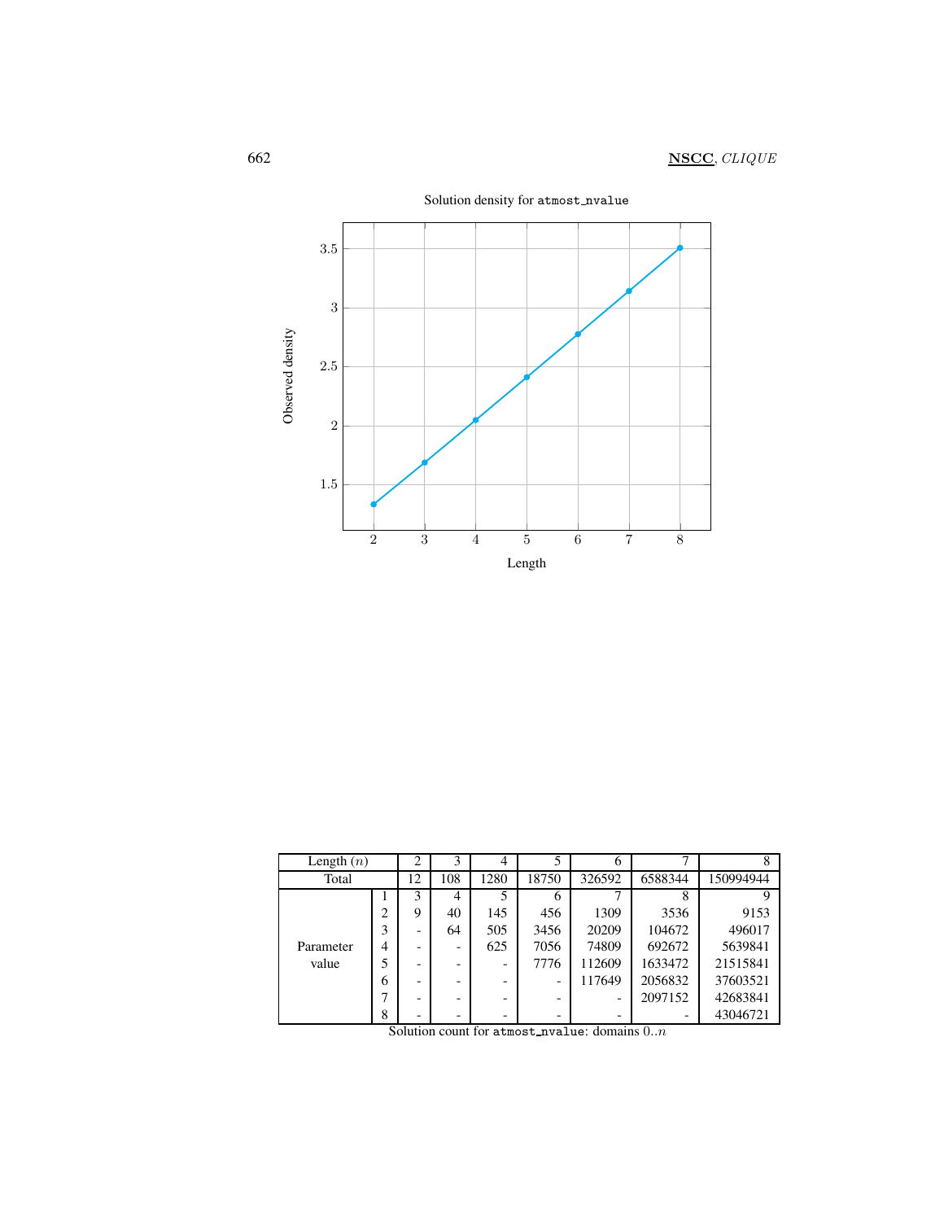Solution density for `atmost_nvalue`

| Length ($n$) | | 2 | 3 | 4 | 5 | 6 | 7 | 8 |
|---|---|---|---|---|---|---|---|---|
| Total | | 12 | 108 | 1280 | 18750 | 326592 | 6588344 | 150994944 |
| Parameter value | 1 | 3 | 4 | 5 | 6 | 7 | 8 | 9 |
| | 2 | 9 | 40 | 145 | 456 | 1309 | 3536 | 9153 |
| | 3 | - | 64 | 505 | 3456 | 20209 | 104672 | 496017 |
| | 4 | - | - | 625 | 7056 | 74809 | 692672 | 5639841 |
| | 5 | - | - | - | 7776 | 112609 | 1633472 | 21515841 |
| | 6 | - | - | - | - | 117649 | 2056832 | 37603521 |
| | 7 | - | - | - | - | - | 2097152 | 42683841 |
| | 8 | - | - | - | - | - | - | 43046721 |

Solution count for `atmost_nvalue`: domains $0..n$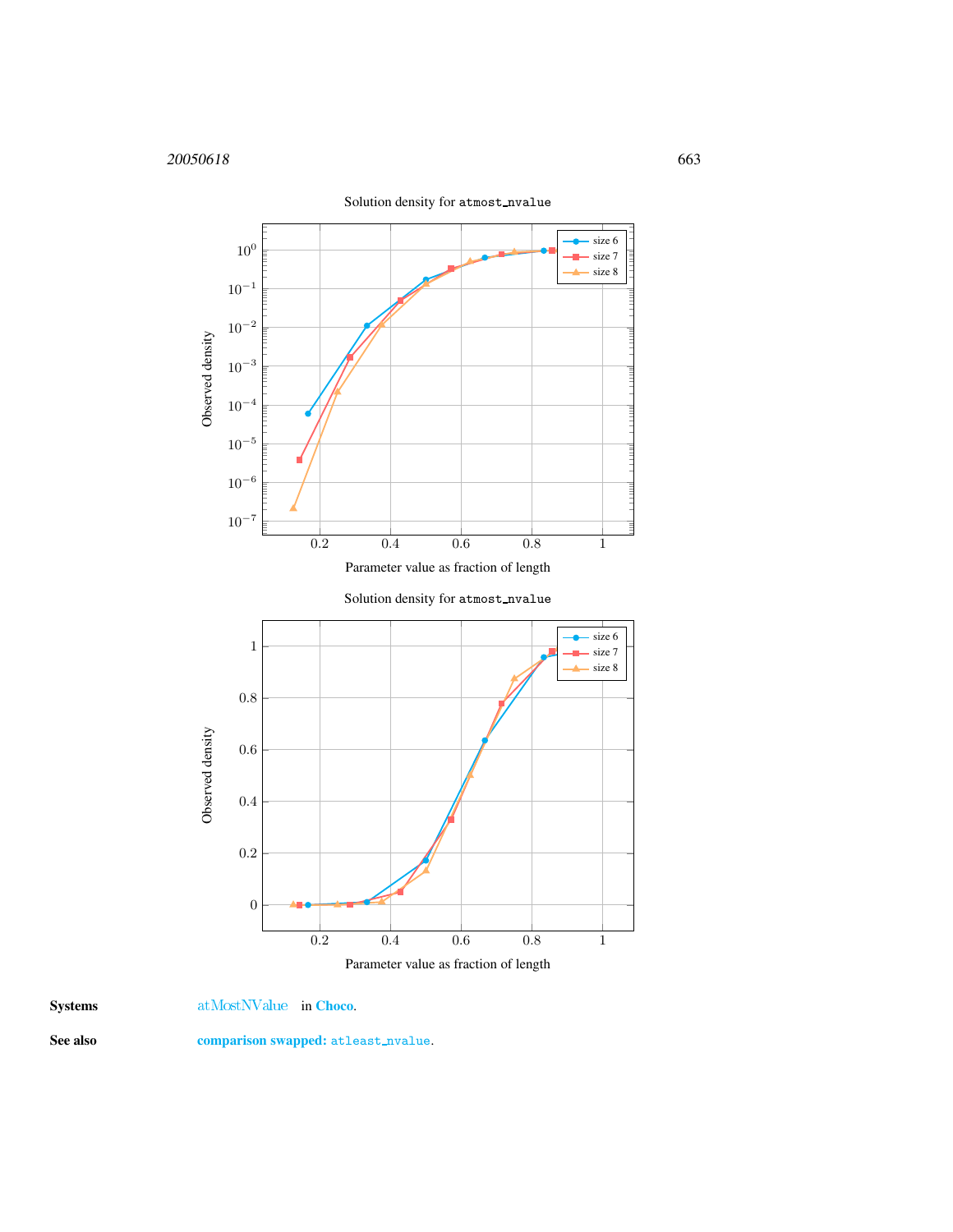Solution density for atmost_nvalue

Solution density for atmost_nvalue

**Systems** atMostNValue in **Choco**.

**See also** **comparison swapped:** atleast_nvalue.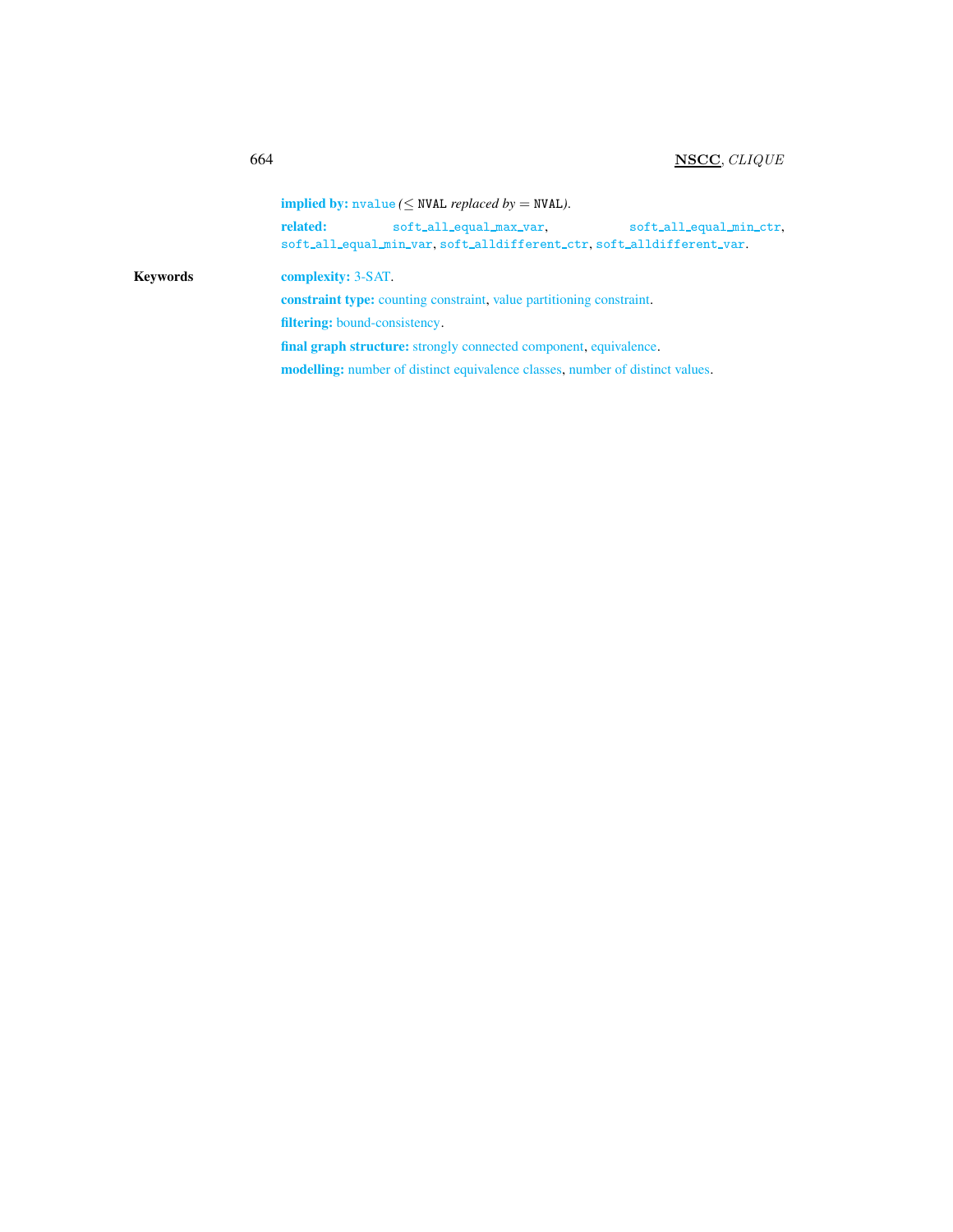**implied by:** nvalue (≤ NVAL *replaced by* = NVAL).

**related:** soft_all_equal_max_var, soft_all_equal_min_ctr, soft_all_equal_min_var, soft_alldifferent_ctr, soft_alldifferent_var.

## Keywords

**complexity:** 3-SAT.

**constraint type:** counting constraint, value partitioning constraint.

**filtering:** bound-consistency.

**final graph structure:** strongly connected component, equivalence.

**modelling:** number of distinct equivalence classes, number of distinct values.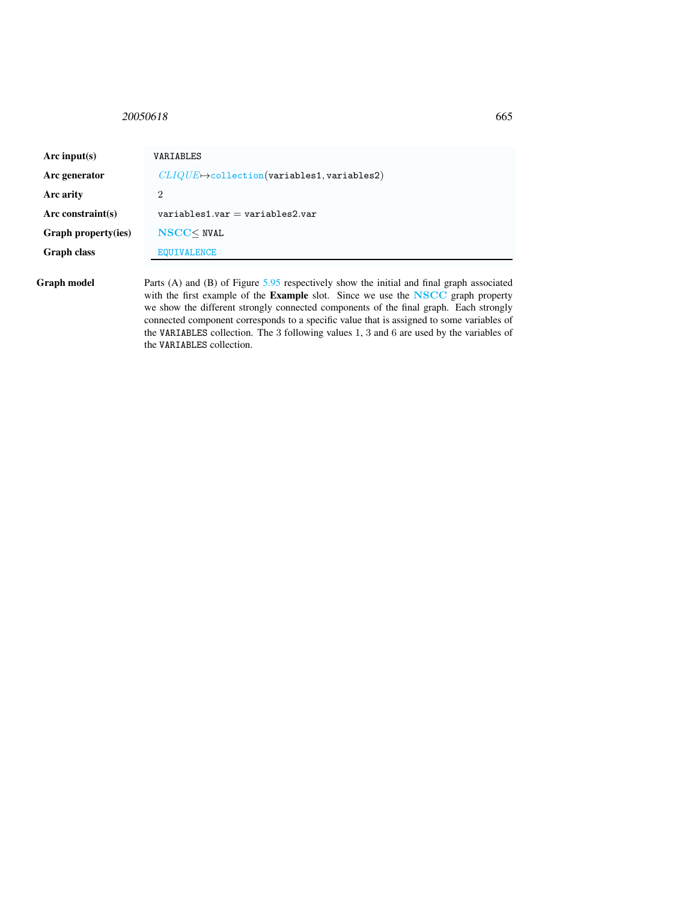| | |
|---|---|
| **Arc input(s)** | VARIABLES |
| **Arc generator** | *CLIQUE* $\mapsto$ collection(variables1, variables2) |
| **Arc arity** | 2 |
| **Arc constraint(s)** | variables1.var = variables2.var |
| **Graph property(ies)** | **NSCC** $\leq$ NVAL |
| **Graph class** | EQUIVALENCE |

**Graph model** Parts (A) and (B) of Figure 5.95 respectively show the initial and final graph associated with the first example of the **Example** slot. Since we use the **NSCC** graph property we show the different strongly connected components of the final graph. Each strongly connected component corresponds to a specific value that is assigned to some variables of the VARIABLES collection. The 3 following values 1, 3 and 6 are used by the variables of the VARIABLES collection.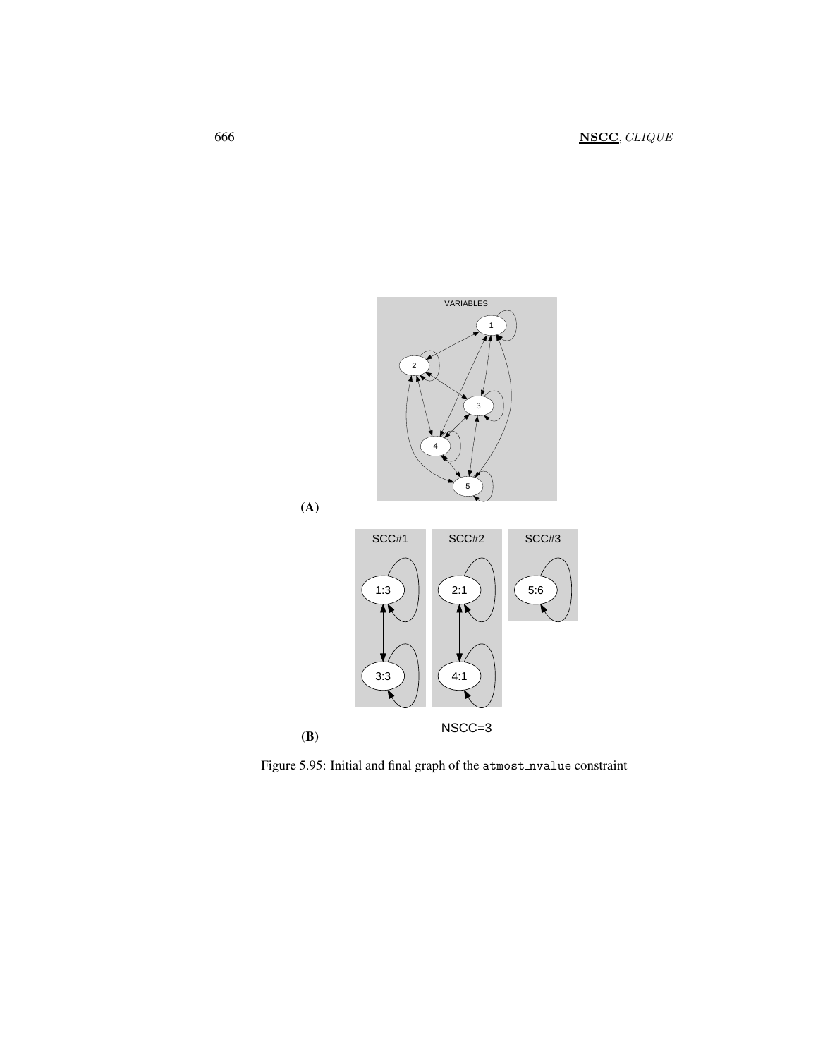(A)

(B)

Figure 5.95: Initial and final graph of the atmost_nvalue constraint